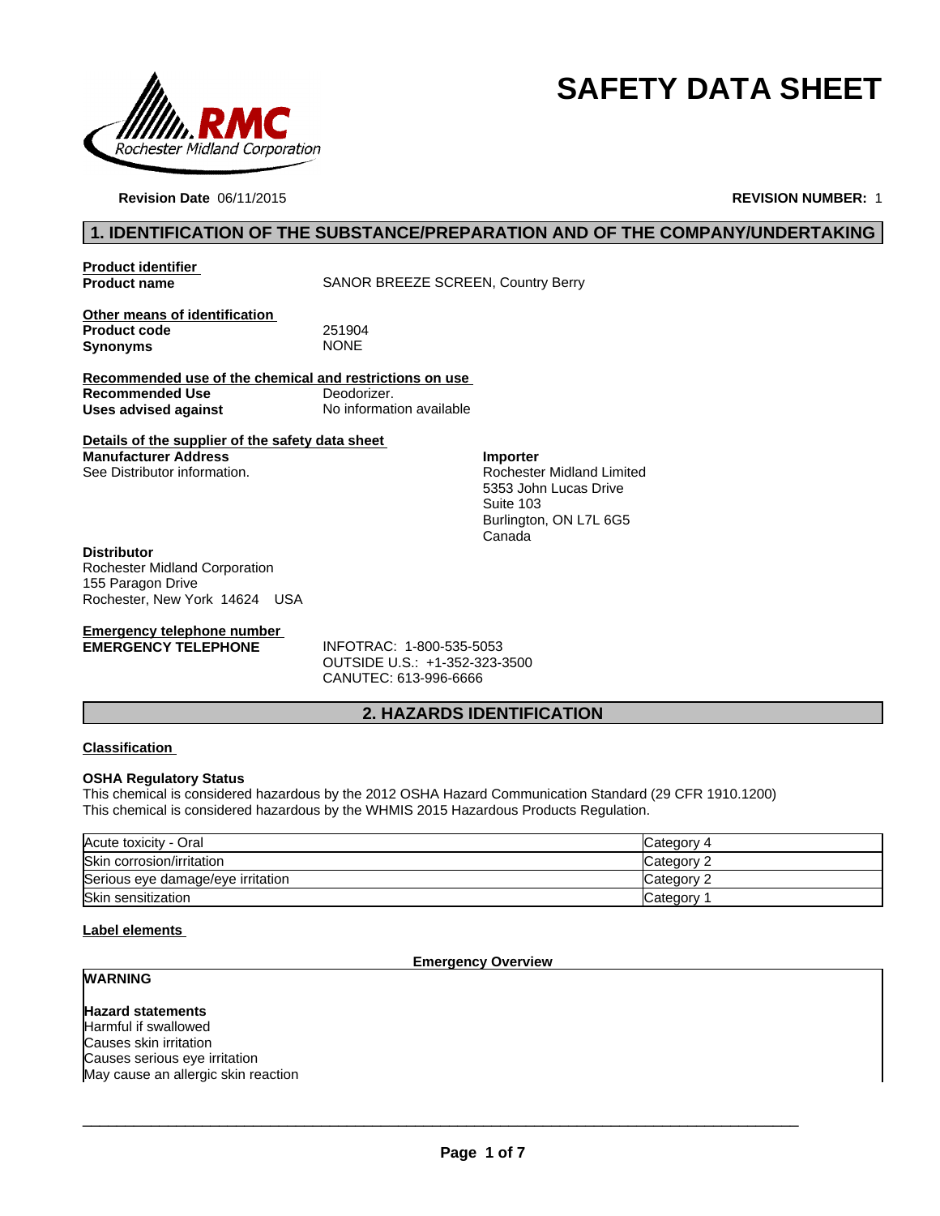# SAFETY DATA SHEET

Rochester Midland Corporation

**Revision Date** 06/11/2015 **REVISION NUMBER:** 1

## 1. IDENTIFICATION OF THE SUBSTANCE/PREPARATION AND OF THE COMPANY/UNDERTAKING

**Product identifier**

**Product name** SANOR BREEZE SCREEN, Country Berry

**Other means of identification**

**Product code** 251904

**Synonyms** NONE

**Recommended use of the chemical and restrictions on use**

**Recommended Use** Deodorizer.

**Uses advised against** No information available

**Details of the supplier of the safety data sheet**

**Manufacturer Address**
See Distributor information.

**Importer**
Rochester Midland Limited
5353 John Lucas Drive
Suite 103
Burlington, ON L7L 6G5
Canada

**Distributor**
Rochester Midland Corporation
155 Paragon Drive
Rochester, New York 14624 USA

**Emergency telephone number**

**EMERGENCY TELEPHONE**
INFOTRAC: 1-800-535-5053
OUTSIDE U.S.: +1-352-323-3500
CANUTEC: 613-996-6666

## 2. HAZARDS IDENTIFICATION

**Classification**

**OSHA Regulatory Status**

This chemical is considered hazardous by the 2012 OSHA Hazard Communication Standard (29 CFR 1910.1200)
This chemical is considered hazardous by the WHMIS 2015 Hazardous Products Regulation.

| | |
|---|---|
| Acute toxicity - Oral | Category 4 |
| Skin corrosion/irritation | Category 2 |
| Serious eye damage/eye irritation | Category 2 |
| Skin sensitization | Category 1 |

**Label elements**

**Emergency Overview**

**WARNING**

**Hazard statements**
Harmful if swallowed
Causes skin irritation
Causes serious eye irritation
May cause an allergic skin reaction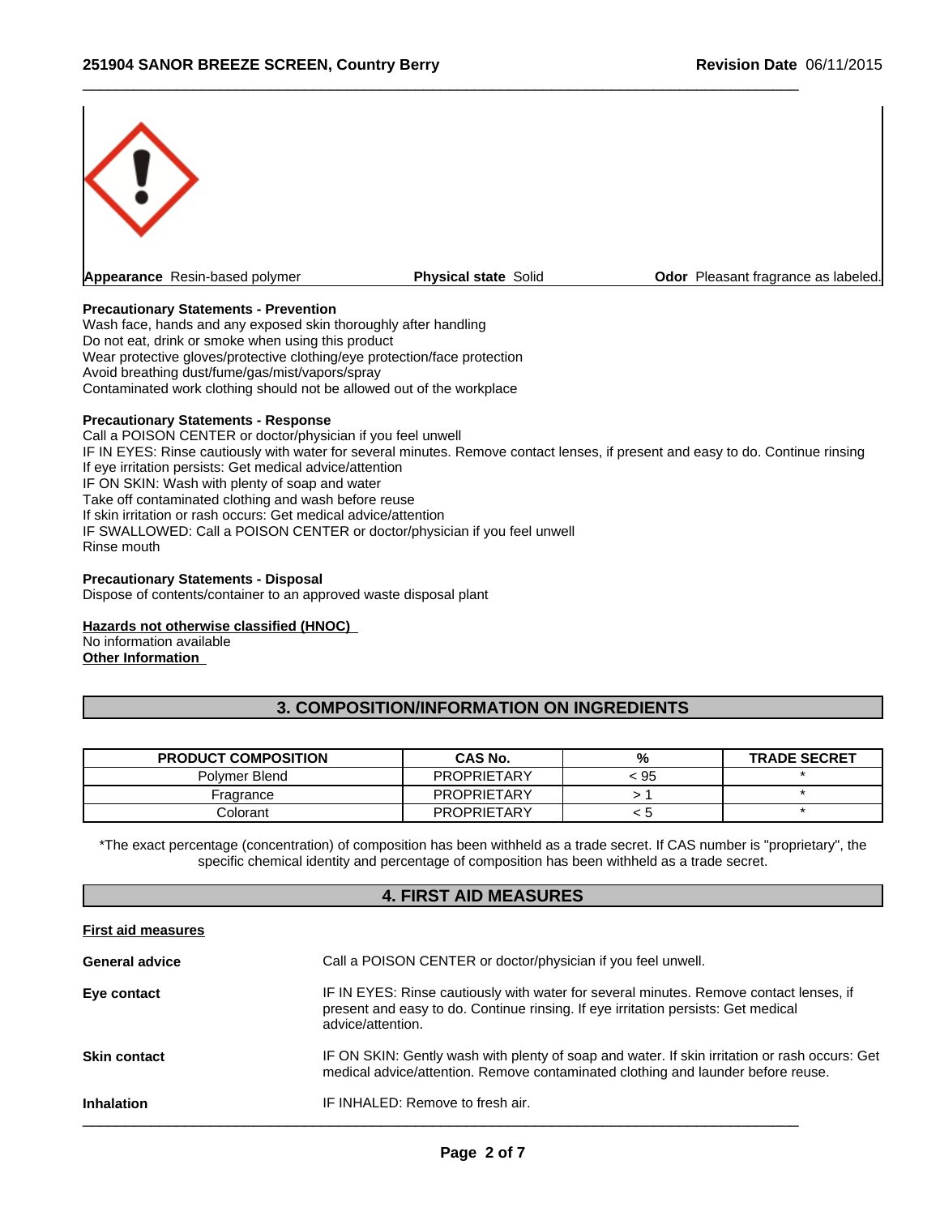**Appearance** Resin-based polymer **Physical state** Solid **Odor** Pleasant fragrance as labeled.

**Precautionary Statements - Prevention**
Wash face, hands and any exposed skin thoroughly after handling
Do not eat, drink or smoke when using this product
Wear protective gloves/protective clothing/eye protection/face protection
Avoid breathing dust/fume/gas/mist/vapors/spray
Contaminated work clothing should not be allowed out of the workplace

**Precautionary Statements - Response**
Call a POISON CENTER or doctor/physician if you feel unwell
IF IN EYES: Rinse cautiously with water for several minutes. Remove contact lenses, if present and easy to do. Continue rinsing
If eye irritation persists: Get medical advice/attention
IF ON SKIN: Wash with plenty of soap and water
Take off contaminated clothing and wash before reuse
If skin irritation or rash occurs: Get medical advice/attention
IF SWALLOWED: Call a POISON CENTER or doctor/physician if you feel unwell
Rinse mouth

**Precautionary Statements - Disposal**
Dispose of contents/container to an approved waste disposal plant

**Hazards not otherwise classified (HNOC)**
No information available
**Other Information**

## 3. COMPOSITION/INFORMATION ON INGREDIENTS

| PRODUCT COMPOSITION | CAS No. | % | TRADE SECRET |
|---|---|---|---|
| Polymer Blend | PROPRIETARY | < 95 | * |
| Fragrance | PROPRIETARY | > 1 | * |
| Colorant | PROPRIETARY | < 5 | * |

*The exact percentage (concentration) of composition has been withheld as a trade secret. If CAS number is "proprietary", the specific chemical identity and percentage of composition has been withheld as a trade secret.

## 4. FIRST AID MEASURES

**First aid measures**

**General advice** Call a POISON CENTER or doctor/physician if you feel unwell.

**Eye contact** IF IN EYES: Rinse cautiously with water for several minutes. Remove contact lenses, if present and easy to do. Continue rinsing. If eye irritation persists: Get medical advice/attention.

**Skin contact** IF ON SKIN: Gently wash with plenty of soap and water. If skin irritation or rash occurs: Get medical advice/attention. Remove contaminated clothing and launder before reuse.

**Inhalation** IF INHALED: Remove to fresh air.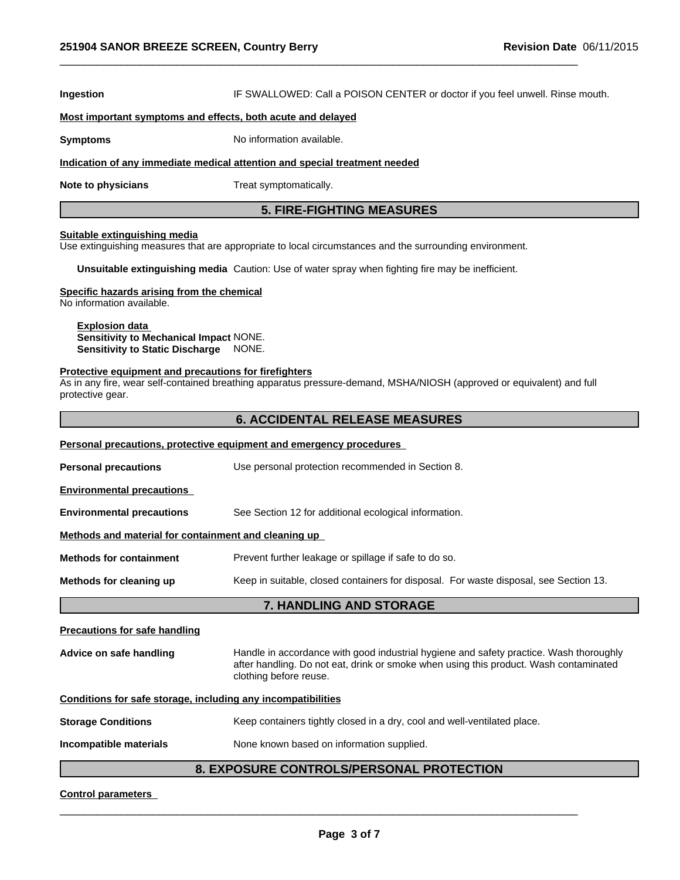**Ingestion** IF SWALLOWED: Call a POISON CENTER or doctor if you feel unwell. Rinse mouth.

**Most important symptoms and effects, both acute and delayed**

**Symptoms** No information available.

**Indication of any immediate medical attention and special treatment needed**

**Note to physicians** Treat symptomatically.

## 5. FIRE-FIGHTING MEASURES

**Suitable extinguishing media**

Use extinguishing measures that are appropriate to local circumstances and the surrounding environment.

**Unsuitable extinguishing media** Caution: Use of water spray when fighting fire may be inefficient.

**Specific hazards arising from the chemical**

No information available.

**Explosion data**

**Sensitivity to Mechanical Impact** NONE.

**Sensitivity to Static Discharge** NONE.

**Protective equipment and precautions for firefighters**

As in any fire, wear self-contained breathing apparatus pressure-demand, MSHA/NIOSH (approved or equivalent) and full protective gear.

## 6. ACCIDENTAL RELEASE MEASURES

**Personal precautions, protective equipment and emergency procedures**

**Personal precautions** Use personal protection recommended in Section 8.

**Environmental precautions**

**Environmental precautions** See Section 12 for additional ecological information.

**Methods and material for containment and cleaning up**

**Methods for containment** Prevent further leakage or spillage if safe to do so.

**Methods for cleaning up** Keep in suitable, closed containers for disposal. For waste disposal, see Section 13.

## 7. HANDLING AND STORAGE

**Precautions for safe handling**

**Advice on safe handling** Handle in accordance with good industrial hygiene and safety practice. Wash thoroughly after handling. Do not eat, drink or smoke when using this product. Wash contaminated clothing before reuse.

**Conditions for safe storage, including any incompatibilities**

**Storage Conditions** Keep containers tightly closed in a dry, cool and well-ventilated place.

**Incompatible materials** None known based on information supplied.

## 8. EXPOSURE CONTROLS/PERSONAL PROTECTION

**Control parameters**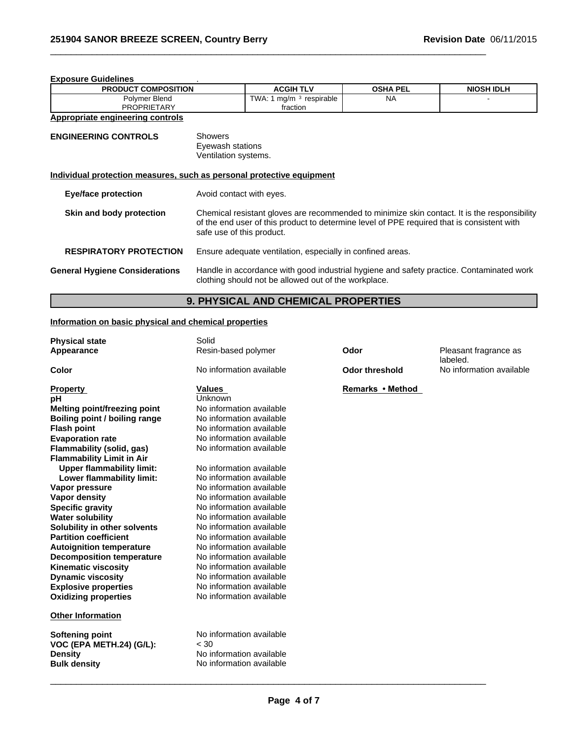**Exposure Guidelines** .

| PRODUCT COMPOSITION | ACGIH TLV | OSHA PEL | NIOSH IDLH |
|---|---|---|---|
| Polymer Blend PROPRIETARY | TWA: 1 mg/m $^3$ respirable fraction | NA | - |

**Appropriate engineering controls**

**ENGINEERING CONTROLS**
Showers
Eyewash stations
Ventilation systems.

**Individual protection measures, such as personal protective equipment**

**Eye/face protection** Avoid contact with eyes.

**Skin and body protection** Chemical resistant gloves are recommended to minimize skin contact. It is the responsibility of the end user of this product to determine level of PPE required that is consistent with safe use of this product.

**RESPIRATORY PROTECTION** Ensure adequate ventilation, especially in confined areas.

**General Hygiene Considerations** Handle in accordance with good industrial hygiene and safety practice. Contaminated work clothing should not be allowed out of the workplace.

## 9. PHYSICAL AND CHEMICAL PROPERTIES

**Information on basic physical and chemical properties**

**Physical state** Solid
**Appearance** Resin-based polymer
**Odor** Pleasant fragrance as labeled.
**Color** No information available
**Odor threshold** No information available

| Property | Values | Remarks • Method |
|---|---|---|
| **pH** | Unknown | |
| **Melting point/freezing point** | No information available | |
| **Boiling point / boiling range** | No information available | |
| **Flash point** | No information available | |
| **Evaporation rate** | No information available | |
| **Flammability (solid, gas)** | No information available | |
| **Flammability Limit in Air** | | |
| **Upper flammability limit:** | No information available | |
| **Lower flammability limit:** | No information available | |
| **Vapor pressure** | No information available | |
| **Vapor density** | No information available | |
| **Specific gravity** | No information available | |
| **Water solubility** | No information available | |
| **Solubility in other solvents** | No information available | |
| **Partition coefficient** | No information available | |
| **Autoignition temperature** | No information available | |
| **Decomposition temperature** | No information available | |
| **Kinematic viscosity** | No information available | |
| **Dynamic viscosity** | No information available | |
| **Explosive properties** | No information available | |
| **Oxidizing properties** | No information available | |

**Other Information**

| | |
|---|---|
| **Softening point** | No information available |
| **VOC (EPA METH.24) (G/L):** | < 30 |
| **Density** | No information available |
| **Bulk density** | No information available |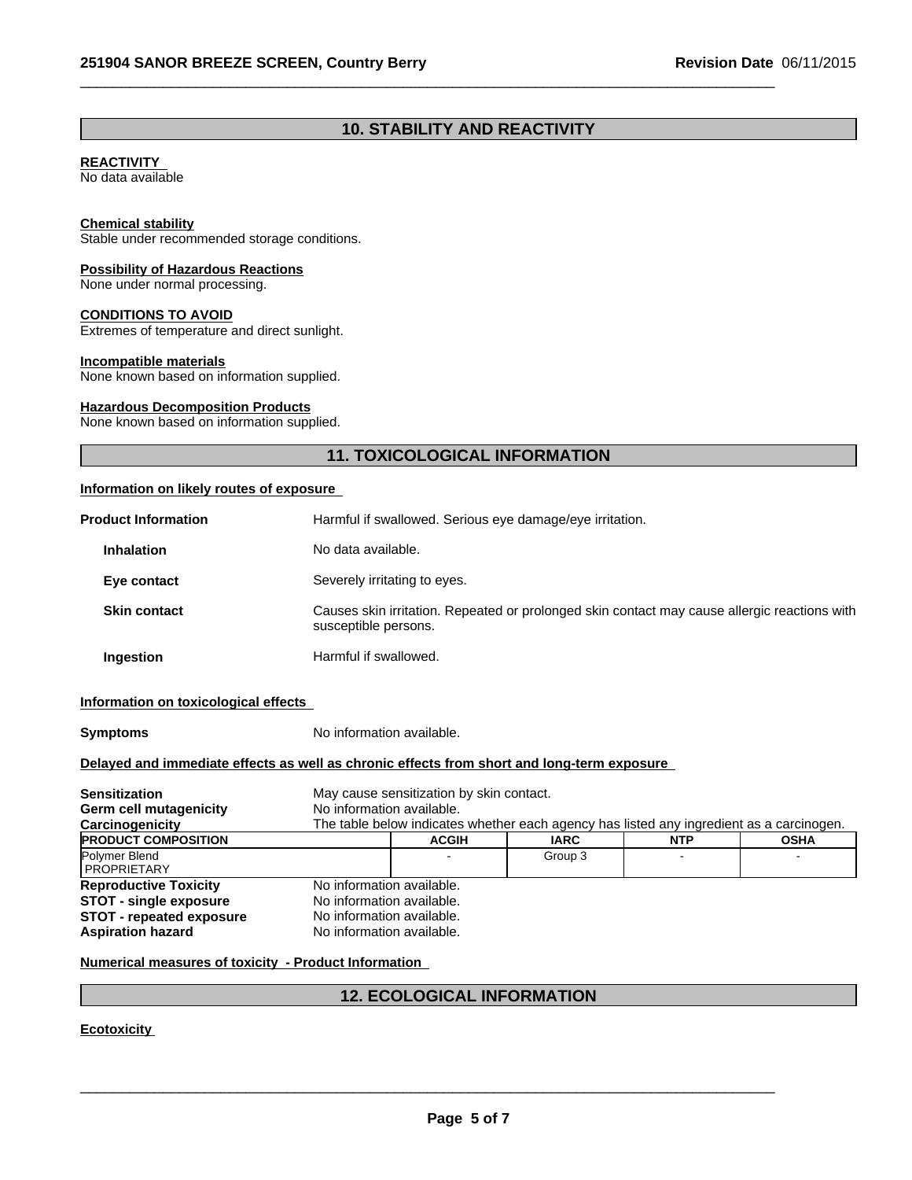## 10. STABILITY AND REACTIVITY

**REACTIVITY**
No data available

**Chemical stability**
Stable under recommended storage conditions.

**Possibility of Hazardous Reactions**
None under normal processing.

**CONDITIONS TO AVOID**
Extremes of temperature and direct sunlight.

**Incompatible materials**
None known based on information supplied.

**Hazardous Decomposition Products**
None known based on information supplied.

## 11. TOXICOLOGICAL INFORMATION

**Information on likely routes of exposure**

**Product Information** Harmful if swallowed. Serious eye damage/eye irritation.

**Inhalation** No data available.

**Eye contact** Severely irritating to eyes.

**Skin contact** Causes skin irritation. Repeated or prolonged skin contact may cause allergic reactions with susceptible persons.

**Ingestion** Harmful if swallowed.

**Information on toxicological effects**

**Symptoms** No information available.

**Delayed and immediate effects as well as chronic effects from short and long-term exposure**

**Sensitization** May cause sensitization by skin contact.
**Germ cell mutagenicity** No information available.
**Carcinogenicity** The table below indicates whether each agency has listed any ingredient as a carcinogen.

| PRODUCT COMPOSITION | ACGIH | IARC | NTP | OSHA |
|---|---|---|---|---|
| Polymer Blend PROPRIETARY | - | Group 3 | - | - |

**Reproductive Toxicity** No information available.
**STOT - single exposure** No information available.
**STOT - repeated exposure** No information available.
**Aspiration hazard** No information available.

**Numerical measures of toxicity - Product Information**

## 12. ECOLOGICAL INFORMATION

**Ecotoxicity**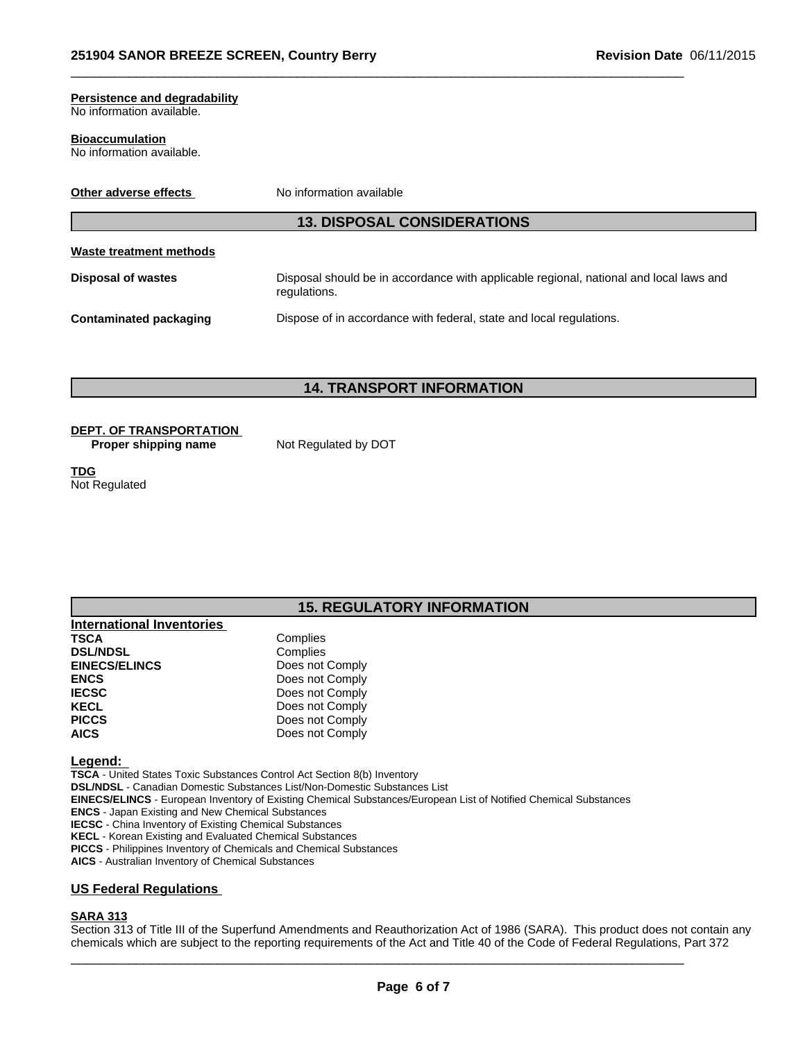**Persistence and degradability**
No information available.

**Bioaccumulation**
No information available.

**Other adverse effects** No information available

## 13. DISPOSAL CONSIDERATIONS

**Waste treatment methods**

| | |
|---|---|
| **Disposal of wastes** | Disposal should be in accordance with applicable regional, national and local laws and regulations. |
| **Contaminated packaging** | Dispose of in accordance with federal, state and local regulations. |

## 14. TRANSPORT INFORMATION

**DEPT. OF TRANSPORTATION**

**Proper shipping name** Not Regulated by DOT

**TDG**
Not Regulated

## 15. REGULATORY INFORMATION

**International Inventories**

| | |
|---|---|
| **TSCA** | Complies |
| **DSL/NDSL** | Complies |
| **EINECS/ELINCS** | Does not Comply |
| **ENCS** | Does not Comply |
| **IECSC** | Does not Comply |
| **KECL** | Does not Comply |
| **PICCS** | Does not Comply |
| **AICS** | Does not Comply |

**Legend:**
**TSCA** - United States Toxic Substances Control Act Section 8(b) Inventory
**DSL/NDSL** - Canadian Domestic Substances List/Non-Domestic Substances List
**EINECS/ELINCS** - European Inventory of Existing Chemical Substances/European List of Notified Chemical Substances
**ENCS** - Japan Existing and New Chemical Substances
**IECSC** - China Inventory of Existing Chemical Substances
**KECL** - Korean Existing and Evaluated Chemical Substances
**PICCS** - Philippines Inventory of Chemicals and Chemical Substances
**AICS** - Australian Inventory of Chemical Substances

### US Federal Regulations

**SARA 313**
Section 313 of Title III of the Superfund Amendments and Reauthorization Act of 1986 (SARA). This product does not contain any chemicals which are subject to the reporting requirements of the Act and Title 40 of the Code of Federal Regulations, Part 372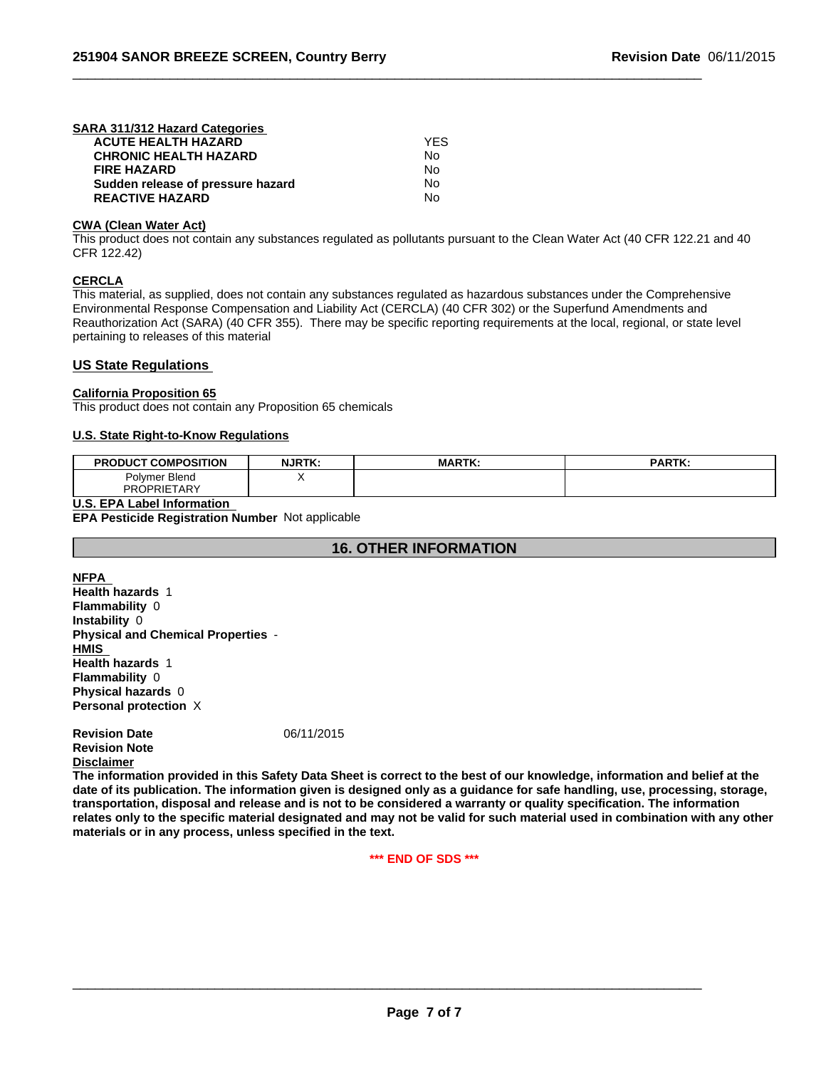**SARA 311/312 Hazard Categories**

| | |
|---|---|
| **ACUTE HEALTH HAZARD** | YES |
| **CHRONIC HEALTH HAZARD** | No |
| **FIRE HAZARD** | No |
| **Sudden release of pressure hazard** | No |
| **REACTIVE HAZARD** | No |

**CWA (Clean Water Act)**

This product does not contain any substances regulated as pollutants pursuant to the Clean Water Act (40 CFR 122.21 and 40 CFR 122.42)

**CERCLA**

This material, as supplied, does not contain any substances regulated as hazardous substances under the Comprehensive Environmental Response Compensation and Liability Act (CERCLA) (40 CFR 302) or the Superfund Amendments and Reauthorization Act (SARA) (40 CFR 355). There may be specific reporting requirements at the local, regional, or state level pertaining to releases of this material

## US State Regulations

**California Proposition 65**

This product does not contain any Proposition 65 chemicals

**U.S. State Right-to-Know Regulations**

| PRODUCT COMPOSITION | NJRTK: | MARTK: | PARTK: |
|---|---|---|---|
| Polymer Blend PROPRIETARY | X | | |

**U.S. EPA Label Information**

**EPA Pesticide Registration Number** Not applicable

## 16. OTHER INFORMATION

**NFPA**

**Health hazards** 1
**Flammability** 0
**Instability** 0
**Physical and Chemical Properties** -

**HMIS**

**Health hazards** 1
**Flammability** 0
**Physical hazards** 0
**Personal protection** X

**Revision Date** 06/11/2015
**Revision Note**

**Disclaimer**

**The information provided in this Safety Data Sheet is correct to the best of our knowledge, information and belief at the date of its publication. The information given is designed only as a guidance for safe handling, use, processing, storage, transportation, disposal and release and is not to be considered a warranty or quality specification. The information relates only to the specific material designated and may not be valid for such material used in combination with any other materials or in any process, unless specified in the text.**

**\*\*\* END OF SDS \*\*\***